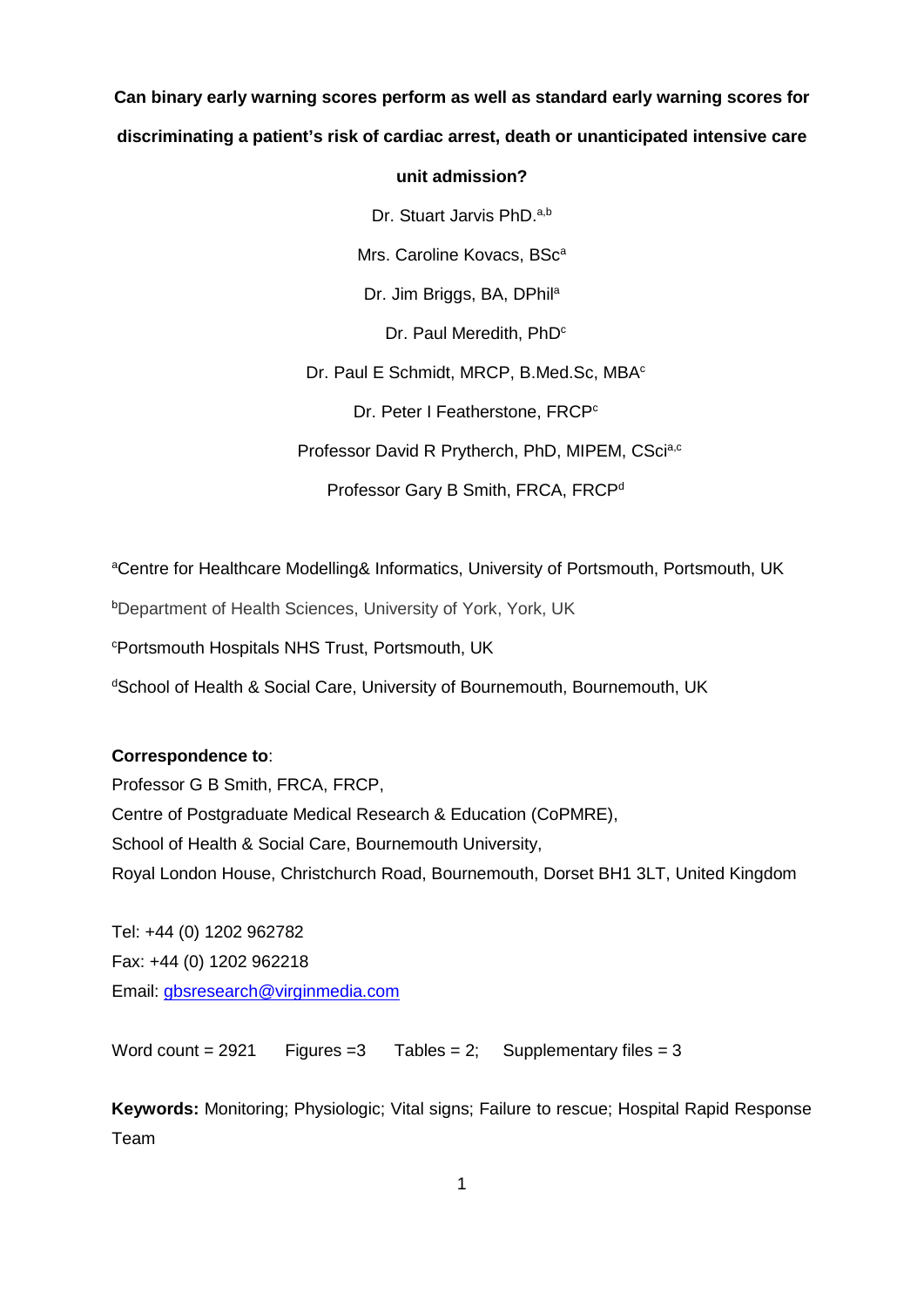# Can binary early warning scores perform as well as standard early warning scores for discriminating a patient's risk of cardiac arrest, death or unanticipated intensive care unit admission?

Dr. Stuart Jarvis PhD.[a,b]

Mrs. Caroline Kovacs, BSc[a]

Dr. Jim Briggs, BA, DPhil[a]

Dr. Paul Meredith, PhD[c]

Dr. Paul E Schmidt, MRCP, B.Med.Sc, MBA[c]

Dr. Peter I Featherstone, FRCP[c]

Professor David R Prytherch, PhD, MIPEM, CSci[a,c]

Professor Gary B Smith, FRCA, FRCP[d]

[a]Centre for Healthcare Modelling& Informatics, University of Portsmouth, Portsmouth, UK

[b]Department of Health Sciences, University of York, York, UK

[c]Portsmouth Hospitals NHS Trust, Portsmouth, UK

[d]School of Health & Social Care, University of Bournemouth, Bournemouth, UK

**Correspondence to**:
Professor G B Smith, FRCA, FRCP,
Centre of Postgraduate Medical Research & Education (CoPMRE),
School of Health & Social Care, Bournemouth University,
Royal London House, Christchurch Road, Bournemouth, Dorset BH1 3LT, United Kingdom

Tel: +44 (0) 1202 962782
Fax: +44 (0) 1202 962218
Email: gbsresearch@virginmedia.com

Word count = 2921   Figures =3   Tables = 2;   Supplementary files = 3

**Keywords:** Monitoring; Physiologic; Vital signs; Failure to rescue; Hospital Rapid Response Team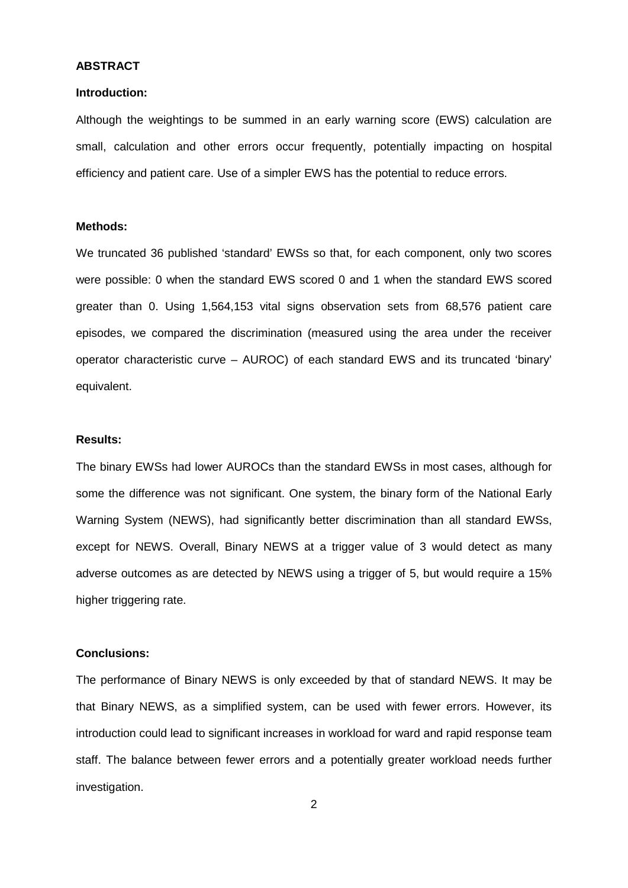## ABSTRACT

**Introduction:**

Although the weightings to be summed in an early warning score (EWS) calculation are small, calculation and other errors occur frequently, potentially impacting on hospital efficiency and patient care. Use of a simpler EWS has the potential to reduce errors.

**Methods:**

We truncated 36 published 'standard' EWSs so that, for each component, only two scores were possible: 0 when the standard EWS scored 0 and 1 when the standard EWS scored greater than 0. Using 1,564,153 vital signs observation sets from 68,576 patient care episodes, we compared the discrimination (measured using the area under the receiver operator characteristic curve – AUROC) of each standard EWS and its truncated 'binary' equivalent.

**Results:**

The binary EWSs had lower AUROCs than the standard EWSs in most cases, although for some the difference was not significant. One system, the binary form of the National Early Warning System (NEWS), had significantly better discrimination than all standard EWSs, except for NEWS. Overall, Binary NEWS at a trigger value of 3 would detect as many adverse outcomes as are detected by NEWS using a trigger of 5, but would require a 15% higher triggering rate.

**Conclusions:**

The performance of Binary NEWS is only exceeded by that of standard NEWS. It may be that Binary NEWS, as a simplified system, can be used with fewer errors. However, its introduction could lead to significant increases in workload for ward and rapid response team staff. The balance between fewer errors and a potentially greater workload needs further investigation.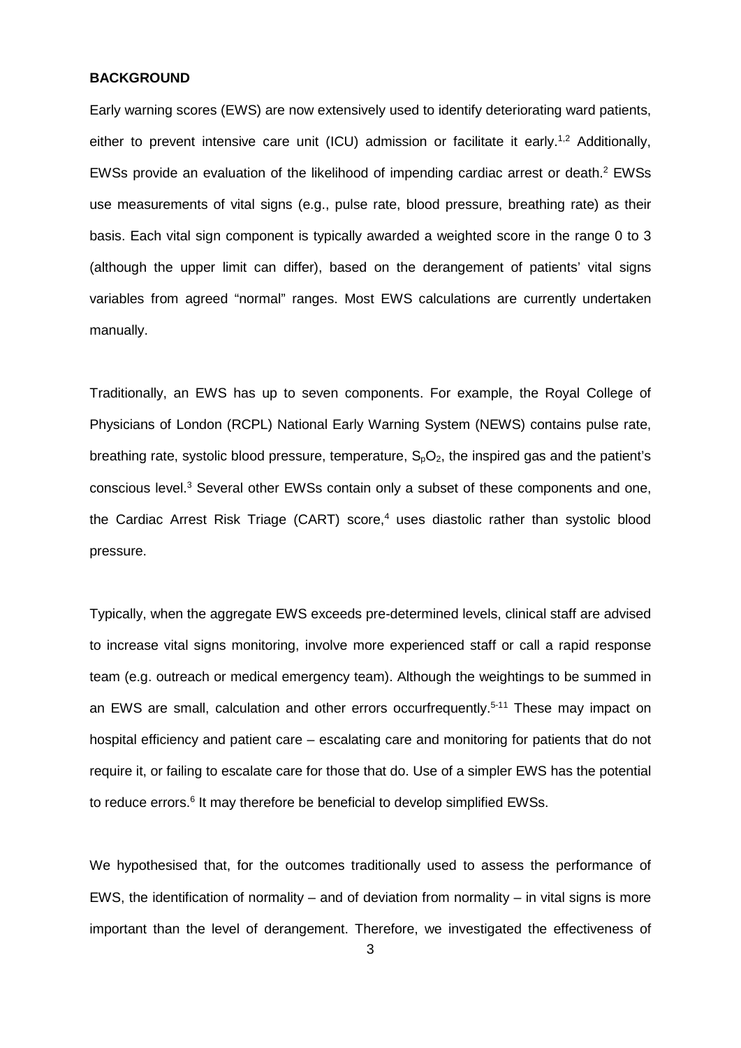## BACKGROUND

Early warning scores (EWS) are now extensively used to identify deteriorating ward patients, either to prevent intensive care unit (ICU) admission or facilitate it early.[1,2] Additionally, EWSs provide an evaluation of the likelihood of impending cardiac arrest or death.[2] EWSs use measurements of vital signs (e.g., pulse rate, blood pressure, breathing rate) as their basis. Each vital sign component is typically awarded a weighted score in the range 0 to 3 (although the upper limit can differ), based on the derangement of patients' vital signs variables from agreed "normal" ranges. Most EWS calculations are currently undertaken manually.

Traditionally, an EWS has up to seven components. For example, the Royal College of Physicians of London (RCPL) National Early Warning System (NEWS) contains pulse rate, breathing rate, systolic blood pressure, temperature, $S_pO_2$, the inspired gas and the patient's conscious level.[3] Several other EWSs contain only a subset of these components and one, the Cardiac Arrest Risk Triage (CART) score,[4] uses diastolic rather than systolic blood pressure.

Typically, when the aggregate EWS exceeds pre-determined levels, clinical staff are advised to increase vital signs monitoring, involve more experienced staff or call a rapid response team (e.g. outreach or medical emergency team). Although the weightings to be summed in an EWS are small, calculation and other errors occurfrequently.[5-11] These may impact on hospital efficiency and patient care – escalating care and monitoring for patients that do not require it, or failing to escalate care for those that do. Use of a simpler EWS has the potential to reduce errors.[6] It may therefore be beneficial to develop simplified EWSs.

We hypothesised that, for the outcomes traditionally used to assess the performance of EWS, the identification of normality – and of deviation from normality – in vital signs is more important than the level of derangement. Therefore, we investigated the effectiveness of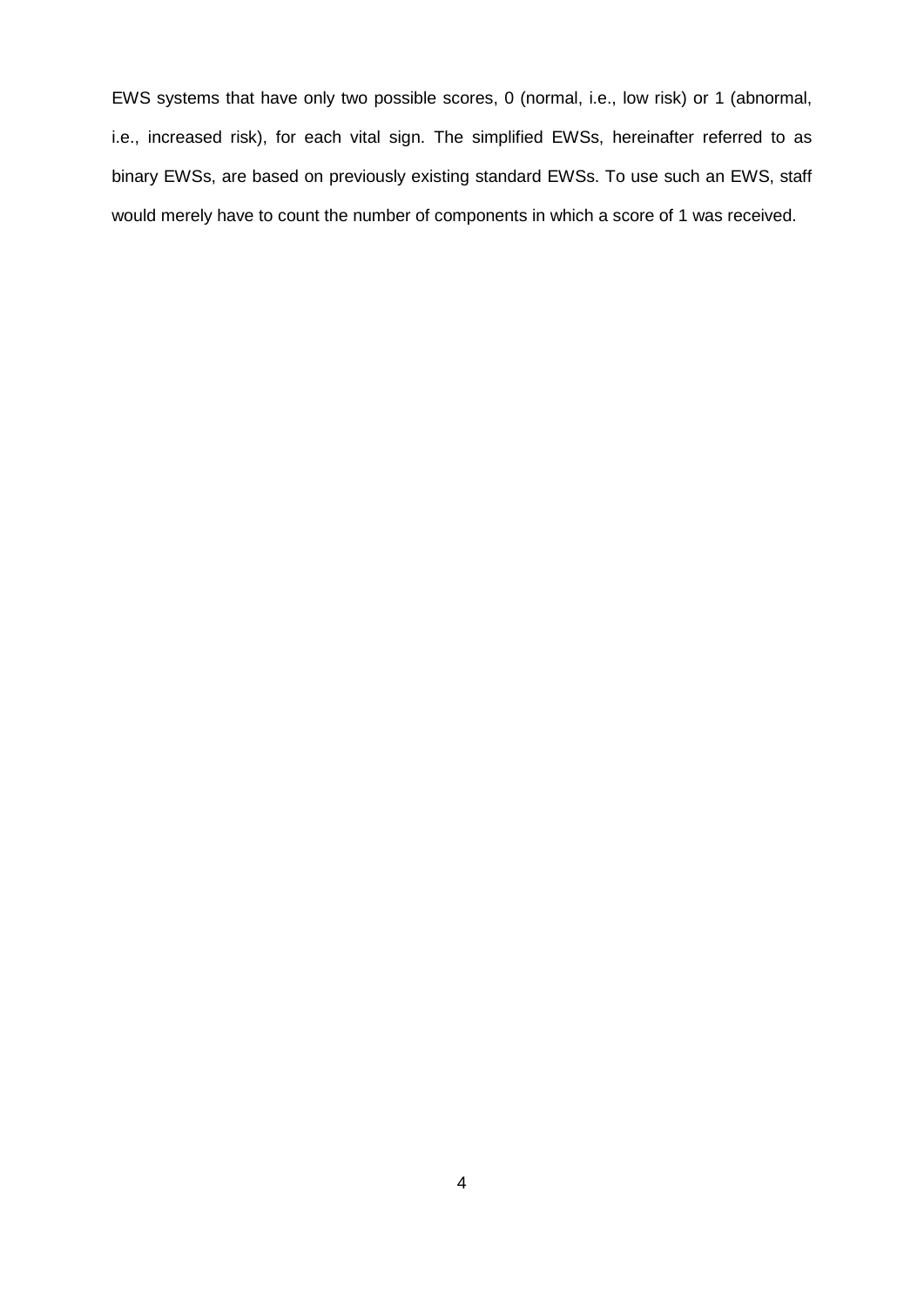EWS systems that have only two possible scores, 0 (normal, i.e., low risk) or 1 (abnormal, i.e., increased risk), for each vital sign. The simplified EWSs, hereinafter referred to as binary EWSs, are based on previously existing standard EWSs. To use such an EWS, staff would merely have to count the number of components in which a score of 1 was received.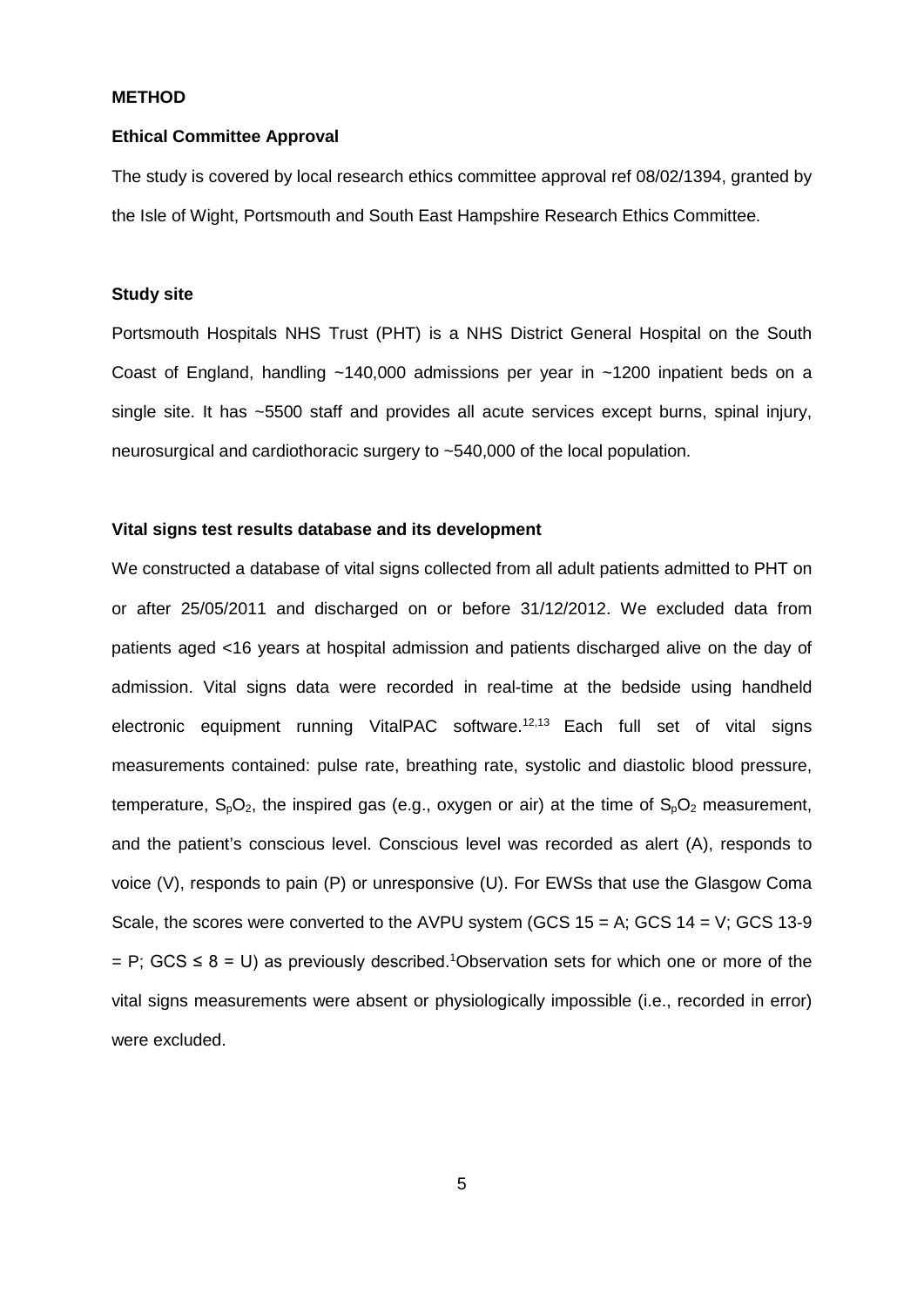## METHOD

### Ethical Committee Approval

The study is covered by local research ethics committee approval ref 08/02/1394, granted by the Isle of Wight, Portsmouth and South East Hampshire Research Ethics Committee.

### Study site

Portsmouth Hospitals NHS Trust (PHT) is a NHS District General Hospital on the South Coast of England, handling ~140,000 admissions per year in ~1200 inpatient beds on a single site. It has ~5500 staff and provides all acute services except burns, spinal injury, neurosurgical and cardiothoracic surgery to ~540,000 of the local population.

### Vital signs test results database and its development

We constructed a database of vital signs collected from all adult patients admitted to PHT on or after 25/05/2011 and discharged on or before 31/12/2012. We excluded data from patients aged <16 years at hospital admission and patients discharged alive on the day of admission. Vital signs data were recorded in real-time at the bedside using handheld electronic equipment running VitalPAC software.[12,13] Each full set of vital signs measurements contained: pulse rate, breathing rate, systolic and diastolic blood pressure, temperature, $S_pO_2$, the inspired gas (e.g., oxygen or air) at the time of $S_pO_2$ measurement, and the patient's conscious level. Conscious level was recorded as alert (A), responds to voice (V), responds to pain (P) or unresponsive (U). For EWSs that use the Glasgow Coma Scale, the scores were converted to the AVPU system (GCS 15 = A; GCS 14 = V; GCS 13-9 = P; GCS ≤ 8 = U) as previously described.[1] Observation sets for which one or more of the vital signs measurements were absent or physiologically impossible (i.e., recorded in error) were excluded.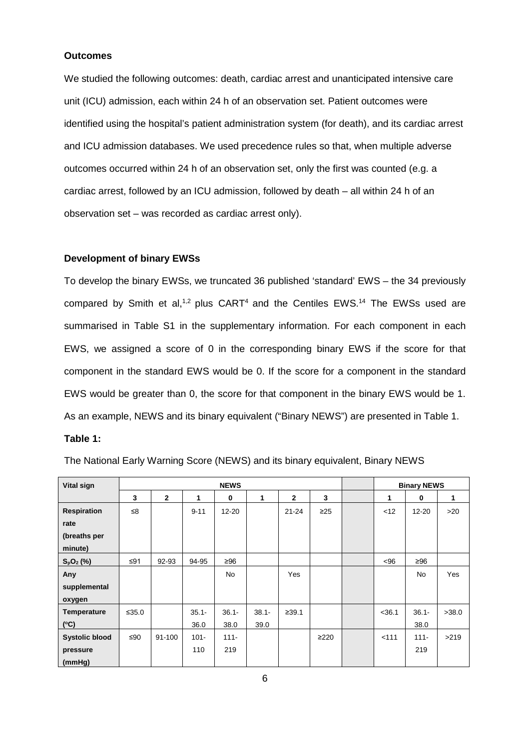### Outcomes

We studied the following outcomes: death, cardiac arrest and unanticipated intensive care unit (ICU) admission, each within 24 h of an observation set. Patient outcomes were identified using the hospital's patient administration system (for death), and its cardiac arrest and ICU admission databases. We used precedence rules so that, when multiple adverse outcomes occurred within 24 h of an observation set, only the first was counted (e.g. a cardiac arrest, followed by an ICU admission, followed by death – all within 24 h of an observation set – was recorded as cardiac arrest only).

### Development of binary EWSs

To develop the binary EWSs, we truncated 36 published 'standard' EWS – the 34 previously compared by Smith et al,[1,2] plus CART[4] and the Centiles EWS.[14] The EWSs used are summarised in Table S1 in the supplementary information. For each component in each EWS, we assigned a score of 0 in the corresponding binary EWS if the score for that component in the standard EWS would be 0. If the score for a component in the standard EWS would be greater than 0, the score for that component in the binary EWS would be 1. As an example, NEWS and its binary equivalent ("Binary NEWS") are presented in Table 1.

**Table 1:**

The National Early Warning Score (NEWS) and its binary equivalent, Binary NEWS

| Vital sign | NEWS | | | | | | | | Binary NEWS | | |
|---|---|---|---|---|---|---|---|---|---|---|---|
| | 3 | 2 | 1 | 0 | 1 | 2 | 3 | | 1 | 0 | 1 |
| Respiration rate (breaths per minute) | ≤8 | | 9-11 | 12-20 | | 21-24 | ≥25 | | <12 | 12-20 | >20 |
| $S_pO_2$ (%) | ≤91 | 92-93 | 94-95 | ≥96 | | | | | <96 | ≥96 | |
| Any supplemental oxygen | | | | No | | Yes | | | | No | Yes |
| Temperature (ºC) | ≤35.0 | | 35.1-36.0 | 36.1-38.0 | 38.1-39.0 | ≥39.1 | | | <36.1 | 36.1-38.0 | >38.0 |
| Systolic blood pressure (mmHg) | ≤90 | 91-100 | 101-110 | 111-219 | | | ≥220 | | <111 | 111-219 | >219 |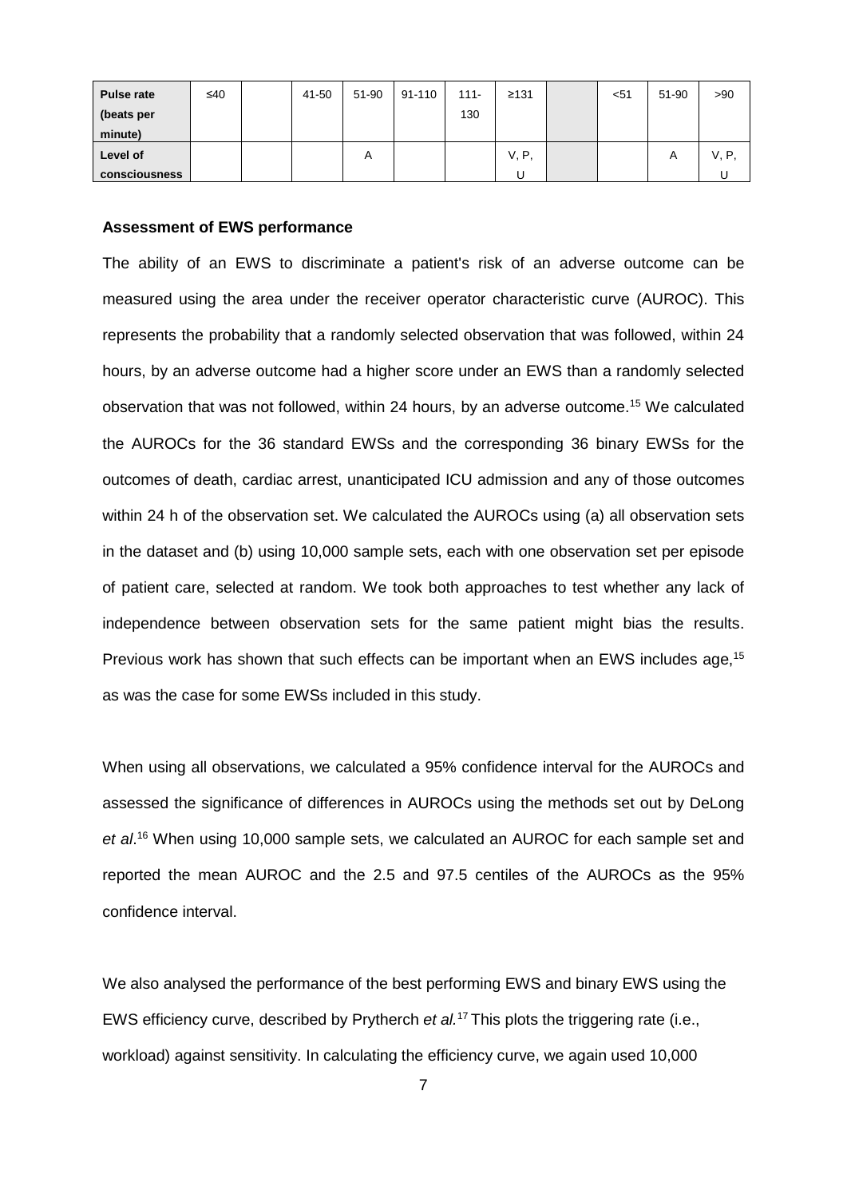| Pulse rate (beats per minute) | ≤40 | | 41-50 | 51-90 | 91-110 | 111-130 | ≥131 | | <51 | 51-90 | >90 |
|---|---|---|---|---|---|---|---|---|---|---|---|
| Level of consciousness | | | | A | | | V, P, U | | | A | V, P, U |

**Assessment of EWS performance**

The ability of an EWS to discriminate a patient's risk of an adverse outcome can be measured using the area under the receiver operator characteristic curve (AUROC). This represents the probability that a randomly selected observation that was followed, within 24 hours, by an adverse outcome had a higher score under an EWS than a randomly selected observation that was not followed, within 24 hours, by an adverse outcome.[15] We calculated the AUROCs for the 36 standard EWSs and the corresponding 36 binary EWSs for the outcomes of death, cardiac arrest, unanticipated ICU admission and any of those outcomes within 24 h of the observation set. We calculated the AUROCs using (a) all observation sets in the dataset and (b) using 10,000 sample sets, each with one observation set per episode of patient care, selected at random. We took both approaches to test whether any lack of independence between observation sets for the same patient might bias the results. Previous work has shown that such effects can be important when an EWS includes age,[15] as was the case for some EWSs included in this study.

When using all observations, we calculated a 95% confidence interval for the AUROCs and assessed the significance of differences in AUROCs using the methods set out by DeLong *et al*.[16] When using 10,000 sample sets, we calculated an AUROC for each sample set and reported the mean AUROC and the 2.5 and 97.5 centiles of the AUROCs as the 95% confidence interval.

We also analysed the performance of the best performing EWS and binary EWS using the EWS efficiency curve, described by Prytherch *et al.*[17] This plots the triggering rate (i.e., workload) against sensitivity. In calculating the efficiency curve, we again used 10,000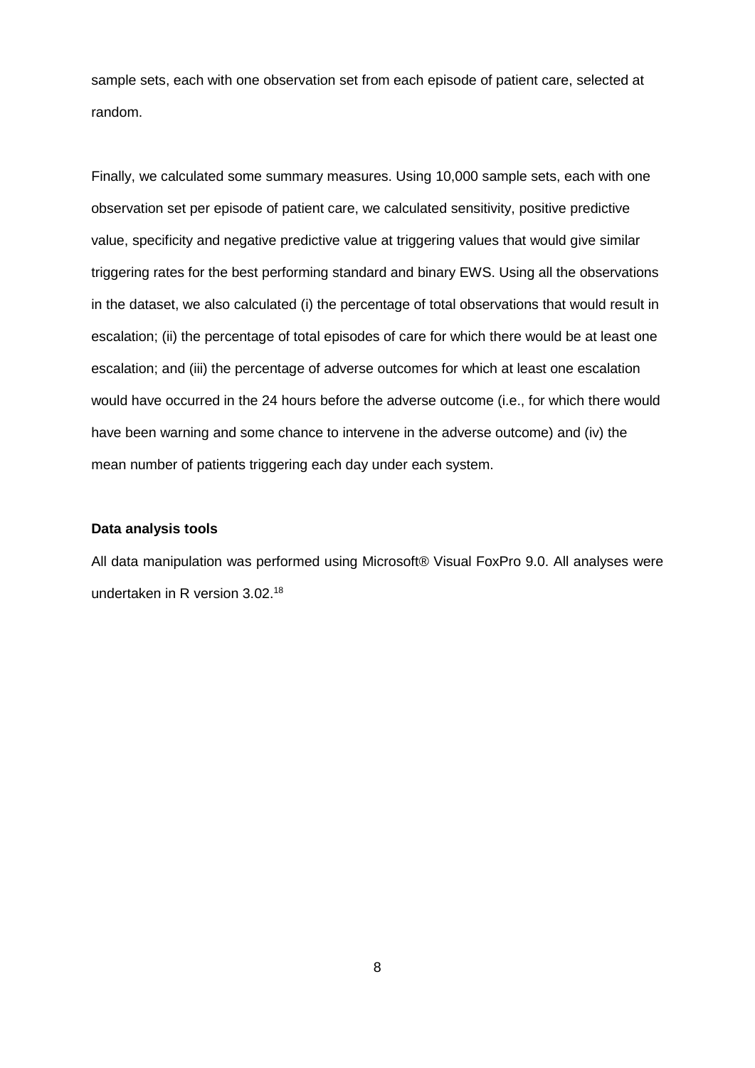sample sets, each with one observation set from each episode of patient care, selected at random.

Finally, we calculated some summary measures. Using 10,000 sample sets, each with one observation set per episode of patient care, we calculated sensitivity, positive predictive value, specificity and negative predictive value at triggering values that would give similar triggering rates for the best performing standard and binary EWS. Using all the observations in the dataset, we also calculated (i) the percentage of total observations that would result in escalation; (ii) the percentage of total episodes of care for which there would be at least one escalation; and (iii) the percentage of adverse outcomes for which at least one escalation would have occurred in the 24 hours before the adverse outcome (i.e., for which there would have been warning and some chance to intervene in the adverse outcome) and (iv) the mean number of patients triggering each day under each system.

**Data analysis tools**

All data manipulation was performed using Microsoft® Visual FoxPro 9.0. All analyses were undertaken in R version 3.02.[18]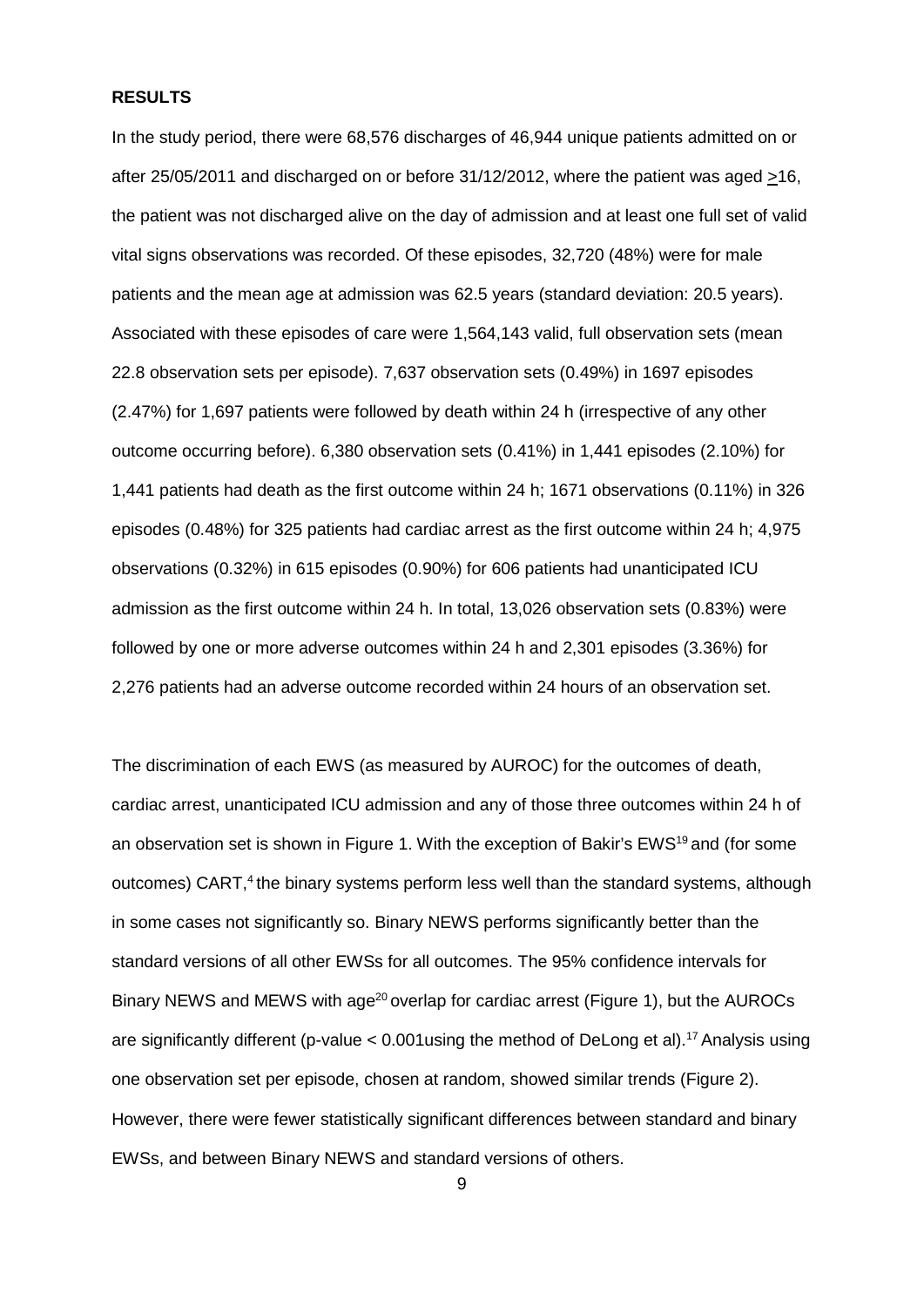## RESULTS

In the study period, there were 68,576 discharges of 46,944 unique patients admitted on or after 25/05/2011 and discharged on or before 31/12/2012, where the patient was aged $\geq$16, the patient was not discharged alive on the day of admission and at least one full set of valid vital signs observations was recorded. Of these episodes, 32,720 (48%) were for male patients and the mean age at admission was 62.5 years (standard deviation: 20.5 years). Associated with these episodes of care were 1,564,143 valid, full observation sets (mean 22.8 observation sets per episode). 7,637 observation sets (0.49%) in 1697 episodes (2.47%) for 1,697 patients were followed by death within 24 h (irrespective of any other outcome occurring before). 6,380 observation sets (0.41%) in 1,441 episodes (2.10%) for 1,441 patients had death as the first outcome within 24 h; 1671 observations (0.11%) in 326 episodes (0.48%) for 325 patients had cardiac arrest as the first outcome within 24 h; 4,975 observations (0.32%) in 615 episodes (0.90%) for 606 patients had unanticipated ICU admission as the first outcome within 24 h. In total, 13,026 observation sets (0.83%) were followed by one or more adverse outcomes within 24 h and 2,301 episodes (3.36%) for 2,276 patients had an adverse outcome recorded within 24 hours of an observation set.

The discrimination of each EWS (as measured by AUROC) for the outcomes of death, cardiac arrest, unanticipated ICU admission and any of those three outcomes within 24 h of an observation set is shown in Figure 1. With the exception of Bakir's EWS[19] and (for some outcomes) CART,[4] the binary systems perform less well than the standard systems, although in some cases not significantly so. Binary NEWS performs significantly better than the standard versions of all other EWSs for all outcomes. The 95% confidence intervals for Binary NEWS and MEWS with age[20] overlap for cardiac arrest (Figure 1), but the AUROCs are significantly different (p-value < 0.001using the method of DeLong et al).[17] Analysis using one observation set per episode, chosen at random, showed similar trends (Figure 2). However, there were fewer statistically significant differences between standard and binary EWSs, and between Binary NEWS and standard versions of others.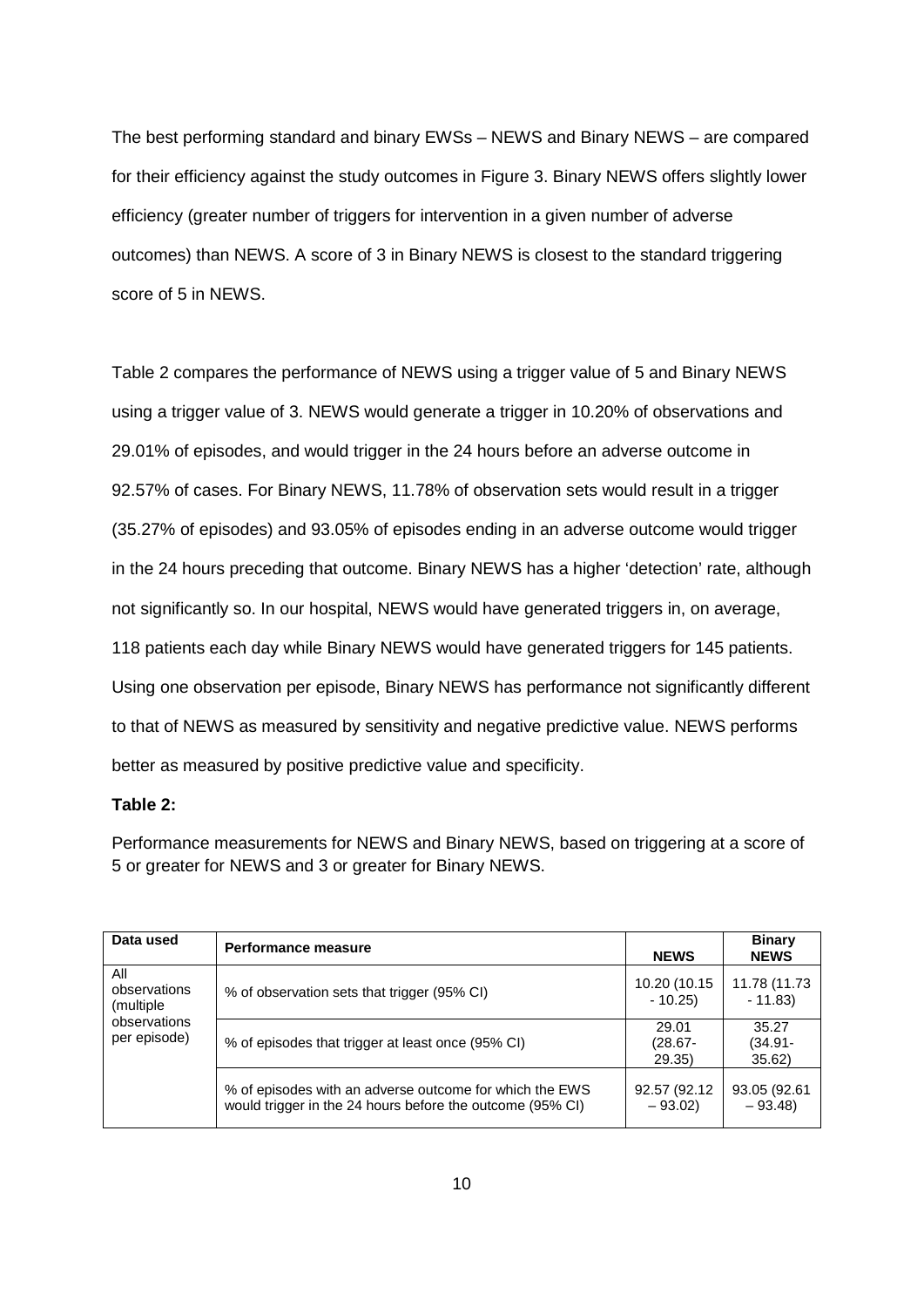The best performing standard and binary EWSs – NEWS and Binary NEWS – are compared for their efficiency against the study outcomes in Figure 3. Binary NEWS offers slightly lower efficiency (greater number of triggers for intervention in a given number of adverse outcomes) than NEWS. A score of 3 in Binary NEWS is closest to the standard triggering score of 5 in NEWS.

Table 2 compares the performance of NEWS using a trigger value of 5 and Binary NEWS using a trigger value of 3. NEWS would generate a trigger in 10.20% of observations and 29.01% of episodes, and would trigger in the 24 hours before an adverse outcome in 92.57% of cases. For Binary NEWS, 11.78% of observation sets would result in a trigger (35.27% of episodes) and 93.05% of episodes ending in an adverse outcome would trigger in the 24 hours preceding that outcome. Binary NEWS has a higher 'detection' rate, although not significantly so. In our hospital, NEWS would have generated triggers in, on average, 118 patients each day while Binary NEWS would have generated triggers for 145 patients. Using one observation per episode, Binary NEWS has performance not significantly different to that of NEWS as measured by sensitivity and negative predictive value. NEWS performs better as measured by positive predictive value and specificity.

**Table 2:**

Performance measurements for NEWS and Binary NEWS, based on triggering at a score of 5 or greater for NEWS and 3 or greater for Binary NEWS.

| Data used | Performance measure | NEWS | Binary NEWS |
|---|---|---|---|
| All observations (multiple observations per episode) | % of observation sets that trigger (95% CI) | 10.20 (10.15 - 10.25) | 11.78 (11.73 - 11.83) |
| | % of episodes that trigger at least once (95% CI) | 29.01 (28.67-29.35) | 35.27 (34.91-35.62) |
| | % of episodes with an adverse outcome for which the EWS would trigger in the 24 hours before the outcome (95% CI) | 92.57 (92.12 – 93.02) | 93.05 (92.61 – 93.48) |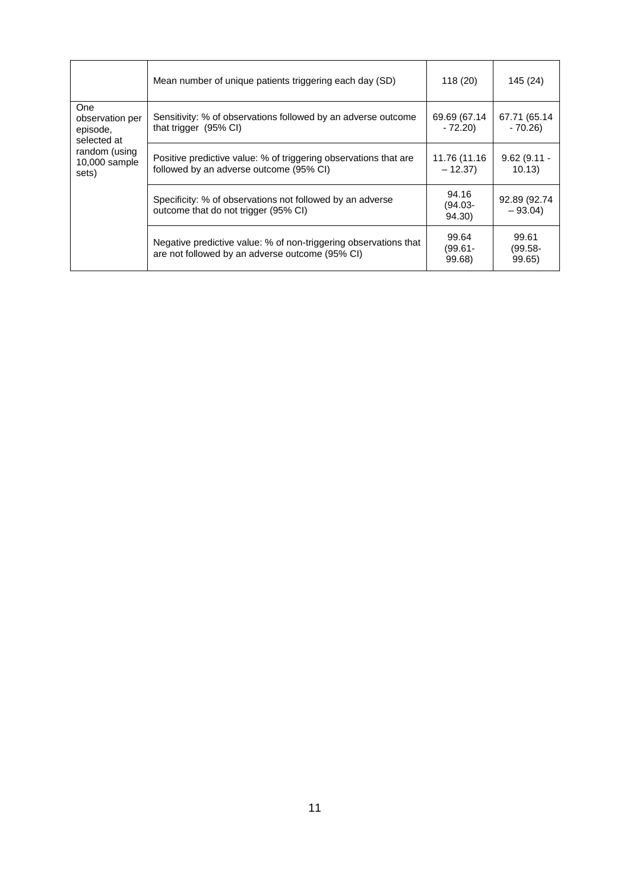|  |  |  |  |
|---|---|---|---|
|  | Mean number of unique patients triggering each day (SD) | 118 (20) | 145 (24) |
| One observation per episode, selected at random (using 10,000 sample sets) | Sensitivity: % of observations followed by an adverse outcome that trigger (95% CI) | 69.69 (67.14 - 72.20) | 67.71 (65.14 - 70.26) |
|  | Positive predictive value: % of triggering observations that are followed by an adverse outcome (95% CI) | 11.76 (11.16 – 12.37) | 9.62 (9.11 - 10.13) |
|  | Specificity: % of observations not followed by an adverse outcome that do not trigger (95% CI) | 94.16 (94.03- 94.30) | 92.89 (92.74 – 93.04) |
|  | Negative predictive value: % of non-triggering observations that are not followed by an adverse outcome (95% CI) | 99.64 (99.61- 99.68) | 99.61 (99.58- 99.65) |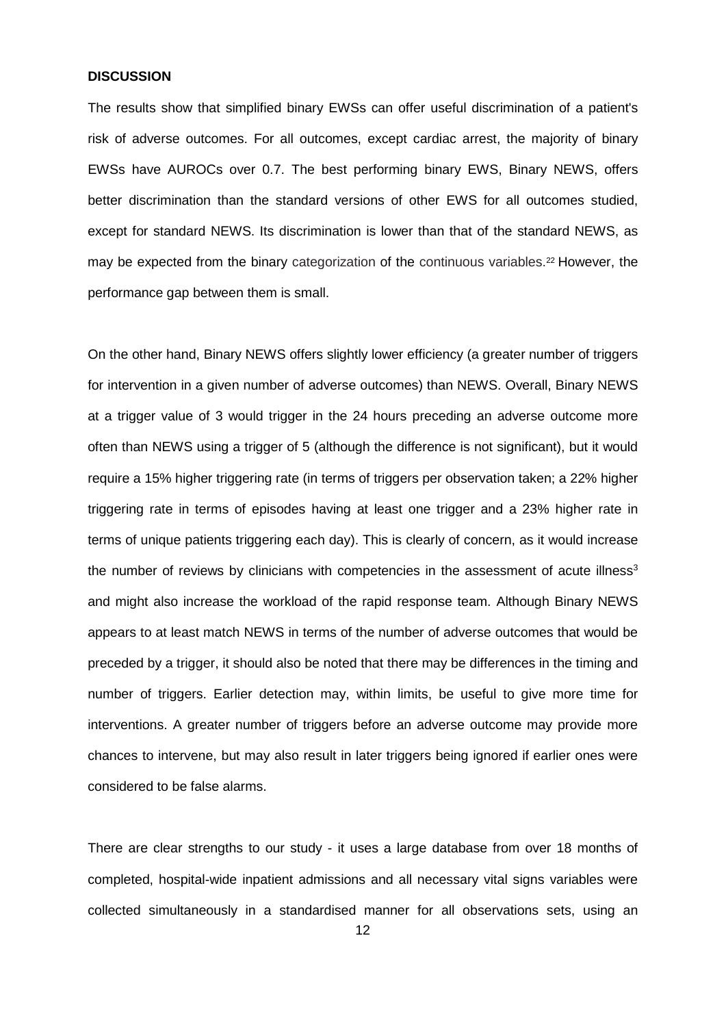**DISCUSSION**

The results show that simplified binary EWSs can offer useful discrimination of a patient's risk of adverse outcomes. For all outcomes, except cardiac arrest, the majority of binary EWSs have AUROCs over 0.7. The best performing binary EWS, Binary NEWS, offers better discrimination than the standard versions of other EWS for all outcomes studied, except for standard NEWS. Its discrimination is lower than that of the standard NEWS, as may be expected from the binary categorization of the continuous variables.[22] However, the performance gap between them is small.

On the other hand, Binary NEWS offers slightly lower efficiency (a greater number of triggers for intervention in a given number of adverse outcomes) than NEWS. Overall, Binary NEWS at a trigger value of 3 would trigger in the 24 hours preceding an adverse outcome more often than NEWS using a trigger of 5 (although the difference is not significant), but it would require a 15% higher triggering rate (in terms of triggers per observation taken; a 22% higher triggering rate in terms of episodes having at least one trigger and a 23% higher rate in terms of unique patients triggering each day). This is clearly of concern, as it would increase the number of reviews by clinicians with competencies in the assessment of acute illness[3] and might also increase the workload of the rapid response team. Although Binary NEWS appears to at least match NEWS in terms of the number of adverse outcomes that would be preceded by a trigger, it should also be noted that there may be differences in the timing and number of triggers. Earlier detection may, within limits, be useful to give more time for interventions. A greater number of triggers before an adverse outcome may provide more chances to intervene, but may also result in later triggers being ignored if earlier ones were considered to be false alarms.

There are clear strengths to our study - it uses a large database from over 18 months of completed, hospital-wide inpatient admissions and all necessary vital signs variables were collected simultaneously in a standardised manner for all observations sets, using an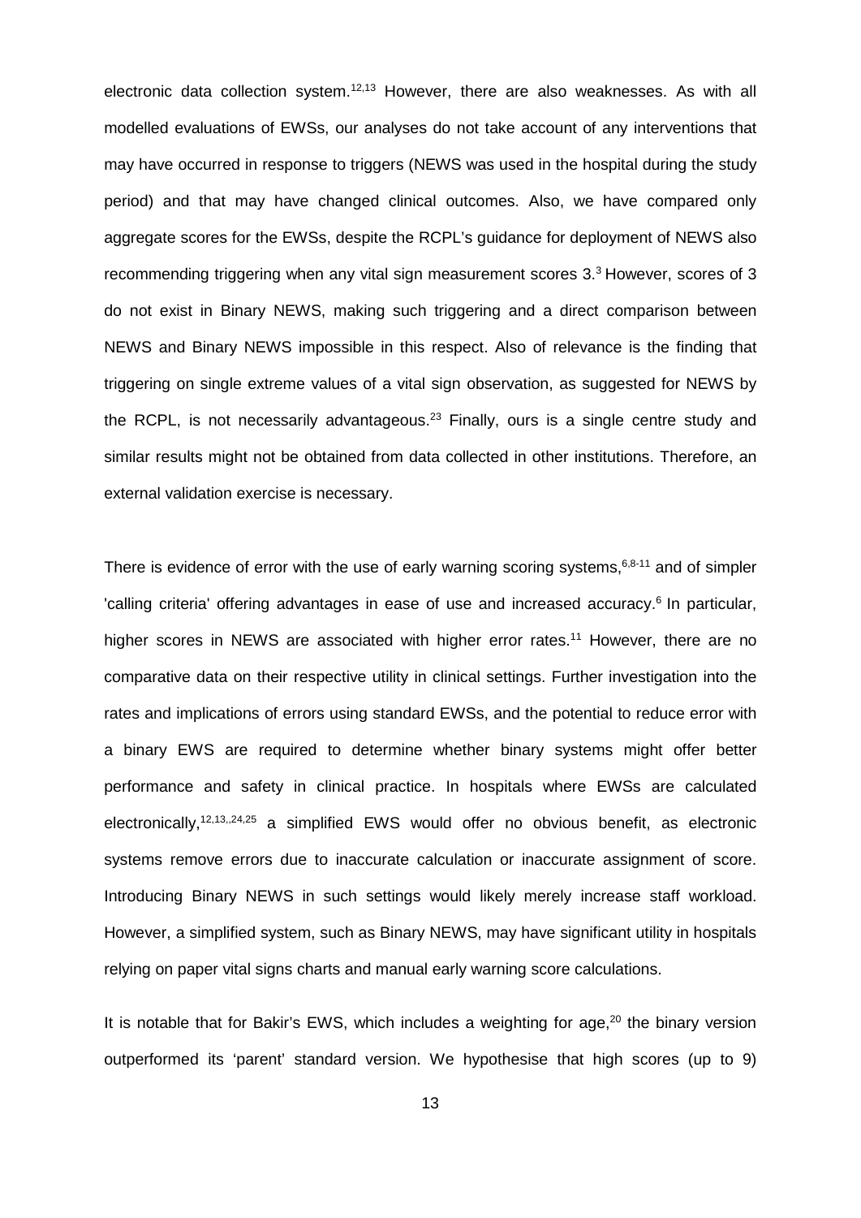electronic data collection system.[12,13] However, there are also weaknesses. As with all modelled evaluations of EWSs, our analyses do not take account of any interventions that may have occurred in response to triggers (NEWS was used in the hospital during the study period) and that may have changed clinical outcomes. Also, we have compared only aggregate scores for the EWSs, despite the RCPL's guidance for deployment of NEWS also recommending triggering when any vital sign measurement scores 3.[3] However, scores of 3 do not exist in Binary NEWS, making such triggering and a direct comparison between NEWS and Binary NEWS impossible in this respect. Also of relevance is the finding that triggering on single extreme values of a vital sign observation, as suggested for NEWS by the RCPL, is not necessarily advantageous.[23] Finally, ours is a single centre study and similar results might not be obtained from data collected in other institutions. Therefore, an external validation exercise is necessary.

There is evidence of error with the use of early warning scoring systems,[6,8-11] and of simpler 'calling criteria' offering advantages in ease of use and increased accuracy.[6] In particular, higher scores in NEWS are associated with higher error rates.[11] However, there are no comparative data on their respective utility in clinical settings. Further investigation into the rates and implications of errors using standard EWSs, and the potential to reduce error with a binary EWS are required to determine whether binary systems might offer better performance and safety in clinical practice. In hospitals where EWSs are calculated electronically,[12,13,,24,25] a simplified EWS would offer no obvious benefit, as electronic systems remove errors due to inaccurate calculation or inaccurate assignment of score. Introducing Binary NEWS in such settings would likely merely increase staff workload. However, a simplified system, such as Binary NEWS, may have significant utility in hospitals relying on paper vital signs charts and manual early warning score calculations.

It is notable that for Bakir's EWS, which includes a weighting for age,[20] the binary version outperformed its 'parent' standard version. We hypothesise that high scores (up to 9)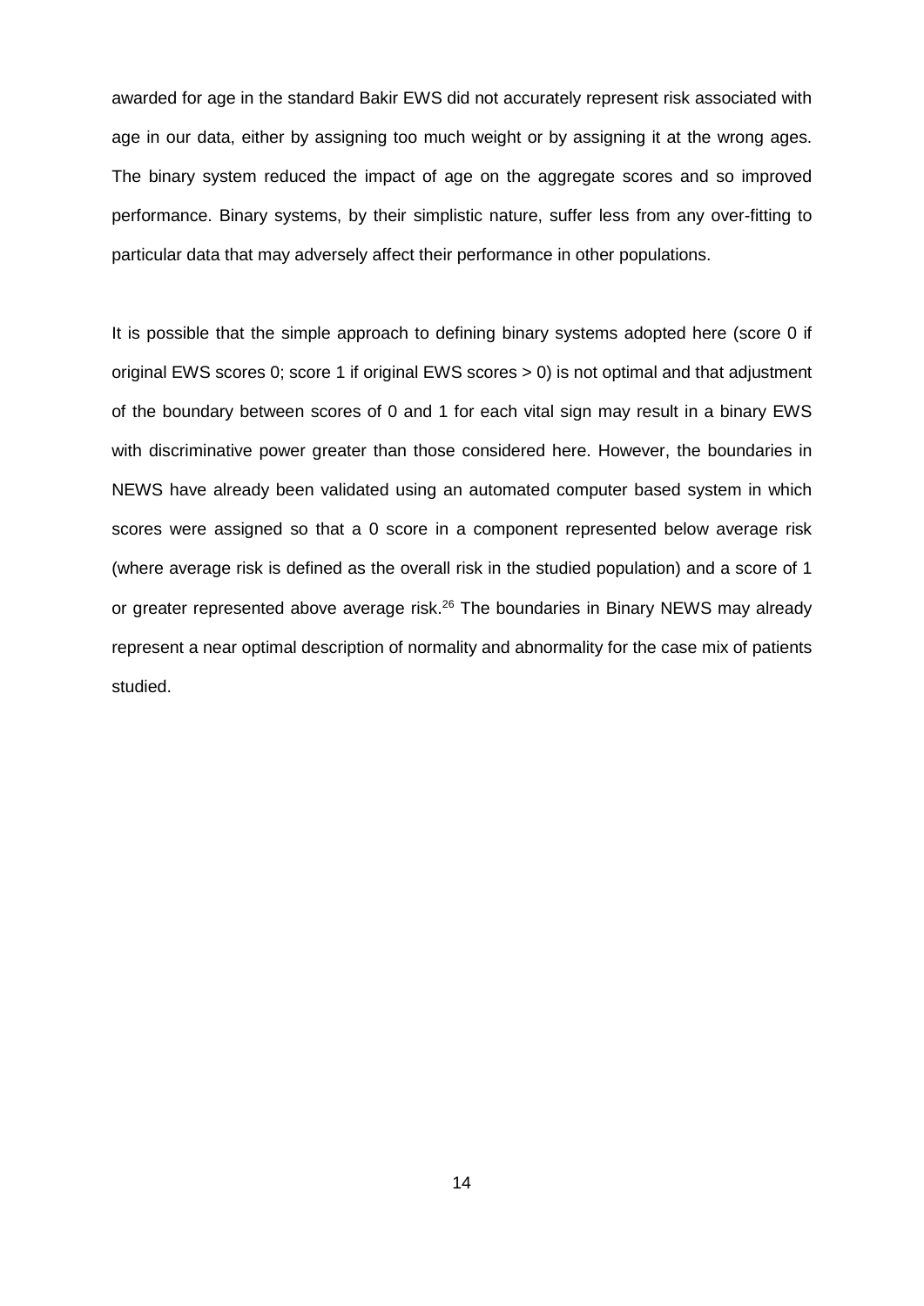awarded for age in the standard Bakir EWS did not accurately represent risk associated with age in our data, either by assigning too much weight or by assigning it at the wrong ages. The binary system reduced the impact of age on the aggregate scores and so improved performance. Binary systems, by their simplistic nature, suffer less from any over-fitting to particular data that may adversely affect their performance in other populations.

It is possible that the simple approach to defining binary systems adopted here (score 0 if original EWS scores 0; score 1 if original EWS scores > 0) is not optimal and that adjustment of the boundary between scores of 0 and 1 for each vital sign may result in a binary EWS with discriminative power greater than those considered here. However, the boundaries in NEWS have already been validated using an automated computer based system in which scores were assigned so that a 0 score in a component represented below average risk (where average risk is defined as the overall risk in the studied population) and a score of 1 or greater represented above average risk.[26] The boundaries in Binary NEWS may already represent a near optimal description of normality and abnormality for the case mix of patients studied.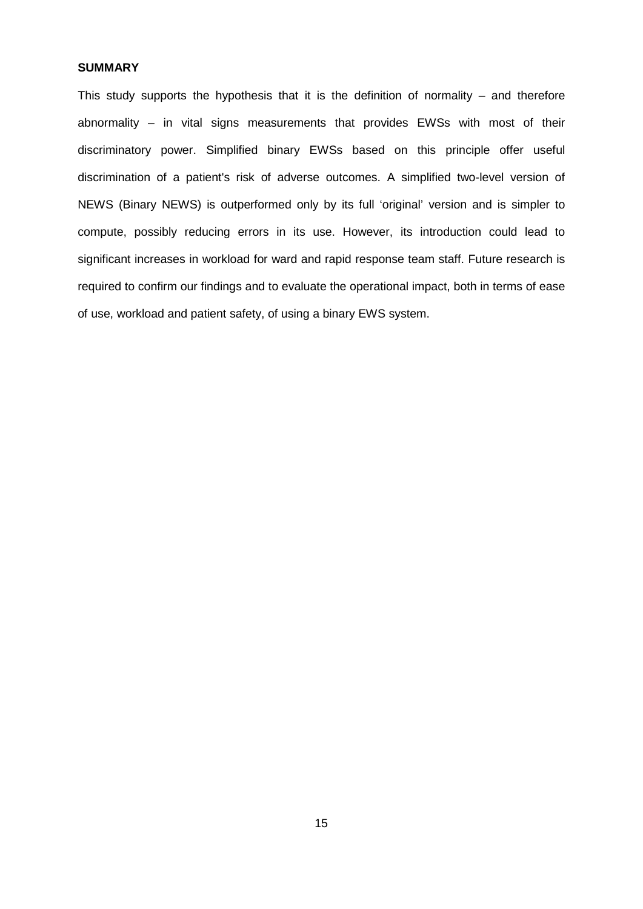**SUMMARY**

This study supports the hypothesis that it is the definition of normality – and therefore abnormality – in vital signs measurements that provides EWSs with most of their discriminatory power. Simplified binary EWSs based on this principle offer useful discrimination of a patient's risk of adverse outcomes. A simplified two-level version of NEWS (Binary NEWS) is outperformed only by its full 'original' version and is simpler to compute, possibly reducing errors in its use. However, its introduction could lead to significant increases in workload for ward and rapid response team staff. Future research is required to confirm our findings and to evaluate the operational impact, both in terms of ease of use, workload and patient safety, of using a binary EWS system.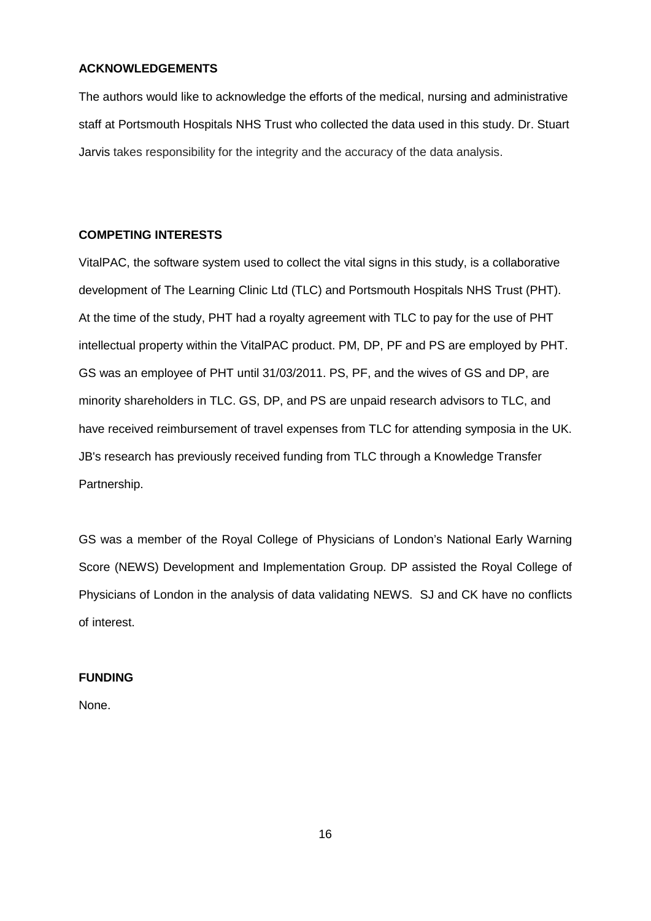## ACKNOWLEDGEMENTS

The authors would like to acknowledge the efforts of the medical, nursing and administrative staff at Portsmouth Hospitals NHS Trust who collected the data used in this study. Dr. Stuart Jarvis takes responsibility for the integrity and the accuracy of the data analysis.

## COMPETING INTERESTS

VitalPAC, the software system used to collect the vital signs in this study, is a collaborative development of The Learning Clinic Ltd (TLC) and Portsmouth Hospitals NHS Trust (PHT). At the time of the study, PHT had a royalty agreement with TLC to pay for the use of PHT intellectual property within the VitalPAC product. PM, DP, PF and PS are employed by PHT. GS was an employee of PHT until 31/03/2011. PS, PF, and the wives of GS and DP, are minority shareholders in TLC. GS, DP, and PS are unpaid research advisors to TLC, and have received reimbursement of travel expenses from TLC for attending symposia in the UK. JB's research has previously received funding from TLC through a Knowledge Transfer Partnership.

GS was a member of the Royal College of Physicians of London's National Early Warning Score (NEWS) Development and Implementation Group. DP assisted the Royal College of Physicians of London in the analysis of data validating NEWS. SJ and CK have no conflicts of interest.

## FUNDING

None.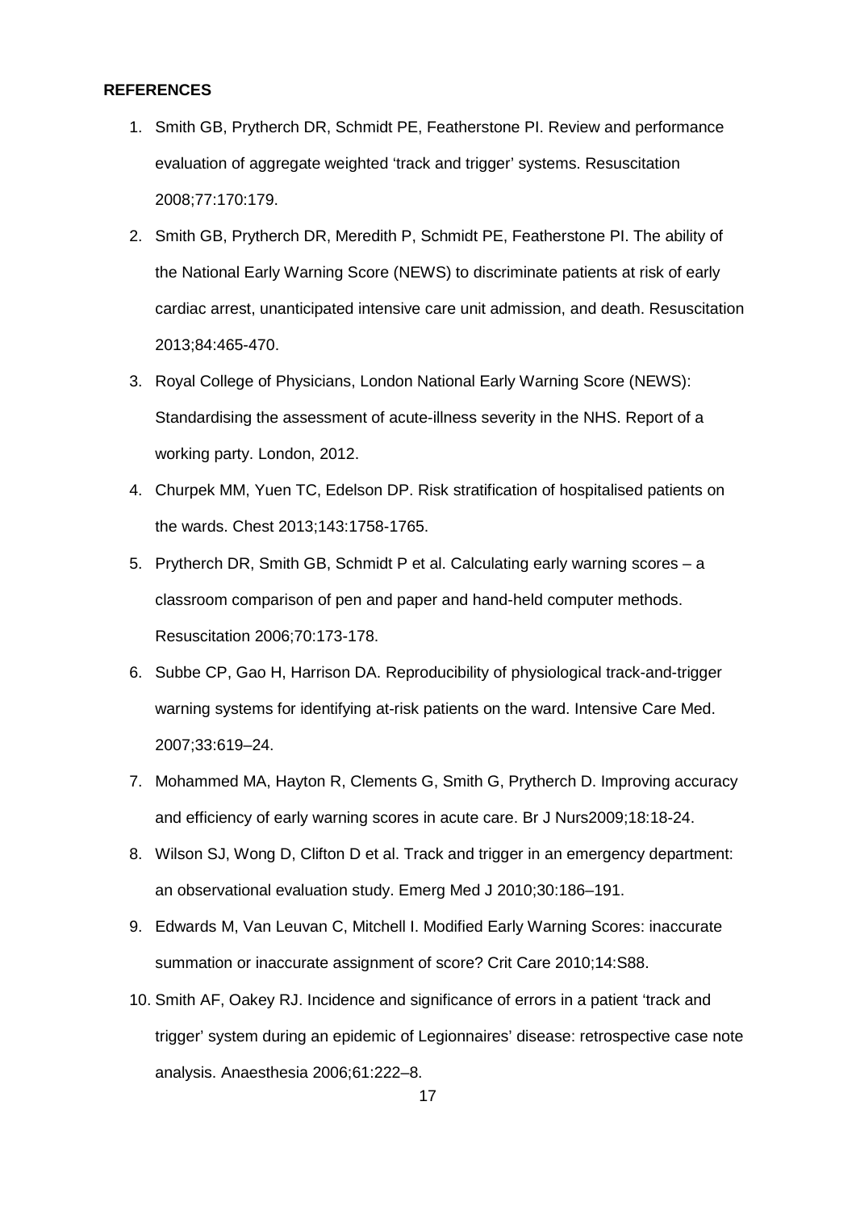**REFERENCES**

1. Smith GB, Prytherch DR, Schmidt PE, Featherstone PI. Review and performance evaluation of aggregate weighted 'track and trigger' systems. Resuscitation 2008;77:170:179.
2. Smith GB, Prytherch DR, Meredith P, Schmidt PE, Featherstone PI. The ability of the National Early Warning Score (NEWS) to discriminate patients at risk of early cardiac arrest, unanticipated intensive care unit admission, and death. Resuscitation 2013;84:465-470.
3. Royal College of Physicians, London National Early Warning Score (NEWS): Standardising the assessment of acute-illness severity in the NHS. Report of a working party. London, 2012.
4. Churpek MM, Yuen TC, Edelson DP. Risk stratification of hospitalised patients on the wards. Chest 2013;143:1758-1765.
5. Prytherch DR, Smith GB, Schmidt P et al. Calculating early warning scores – a classroom comparison of pen and paper and hand-held computer methods. Resuscitation 2006;70:173-178.
6. Subbe CP, Gao H, Harrison DA. Reproducibility of physiological track-and-trigger warning systems for identifying at-risk patients on the ward. Intensive Care Med. 2007;33:619–24.
7. Mohammed MA, Hayton R, Clements G, Smith G, Prytherch D. Improving accuracy and efficiency of early warning scores in acute care. Br J Nurs2009;18:18-24.
8. Wilson SJ, Wong D, Clifton D et al. Track and trigger in an emergency department: an observational evaluation study. Emerg Med J 2010;30:186–191.
9. Edwards M, Van Leuvan C, Mitchell I. Modified Early Warning Scores: inaccurate summation or inaccurate assignment of score? Crit Care 2010;14:S88.
10. Smith AF, Oakey RJ. Incidence and significance of errors in a patient 'track and trigger' system during an epidemic of Legionnaires' disease: retrospective case note analysis. Anaesthesia 2006;61:222–8.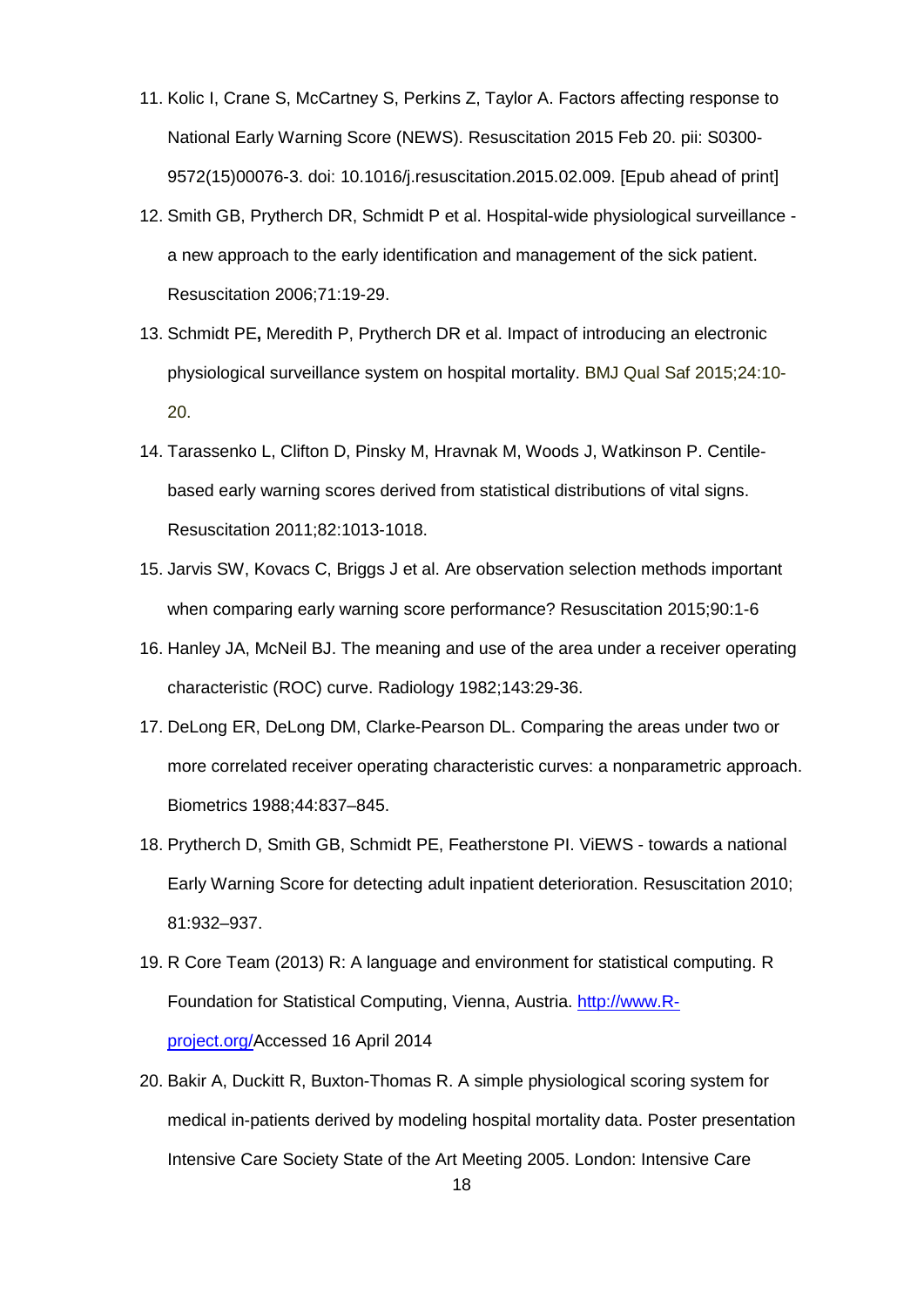11. Kolic I, Crane S, McCartney S, Perkins Z, Taylor A. Factors affecting response to National Early Warning Score (NEWS). Resuscitation 2015 Feb 20. pii: S0300-9572(15)00076-3. doi: 10.1016/j.resuscitation.2015.02.009. [Epub ahead of print]
12. Smith GB, Prytherch DR, Schmidt P et al. Hospital-wide physiological surveillance - a new approach to the early identification and management of the sick patient. Resuscitation 2006;71:19-29.
13. Schmidt PE**,** Meredith P, Prytherch DR et al. Impact of introducing an electronic physiological surveillance system on hospital mortality. BMJ Qual Saf 2015;24:10-20.
14. Tarassenko L, Clifton D, Pinsky M, Hravnak M, Woods J, Watkinson P. Centile-based early warning scores derived from statistical distributions of vital signs. Resuscitation 2011;82:1013-1018.
15. Jarvis SW, Kovacs C, Briggs J et al. Are observation selection methods important when comparing early warning score performance? Resuscitation 2015;90:1-6
16. Hanley JA, McNeil BJ. The meaning and use of the area under a receiver operating characteristic (ROC) curve. Radiology 1982;143:29-36.
17. DeLong ER, DeLong DM, Clarke-Pearson DL. Comparing the areas under two or more correlated receiver operating characteristic curves: a nonparametric approach. Biometrics 1988;44:837–845.
18. Prytherch D, Smith GB, Schmidt PE, Featherstone PI. ViEWS - towards a national Early Warning Score for detecting adult inpatient deterioration. Resuscitation 2010; 81:932–937.
19. R Core Team (2013) R: A language and environment for statistical computing. R Foundation for Statistical Computing, Vienna, Austria. [http://www.R-project.org/](http://www.R-project.org/)Accessed 16 April 2014
20. Bakir A, Duckitt R, Buxton-Thomas R. A simple physiological scoring system for medical in-patients derived by modeling hospital mortality data. Poster presentation Intensive Care Society State of the Art Meeting 2005. London: Intensive Care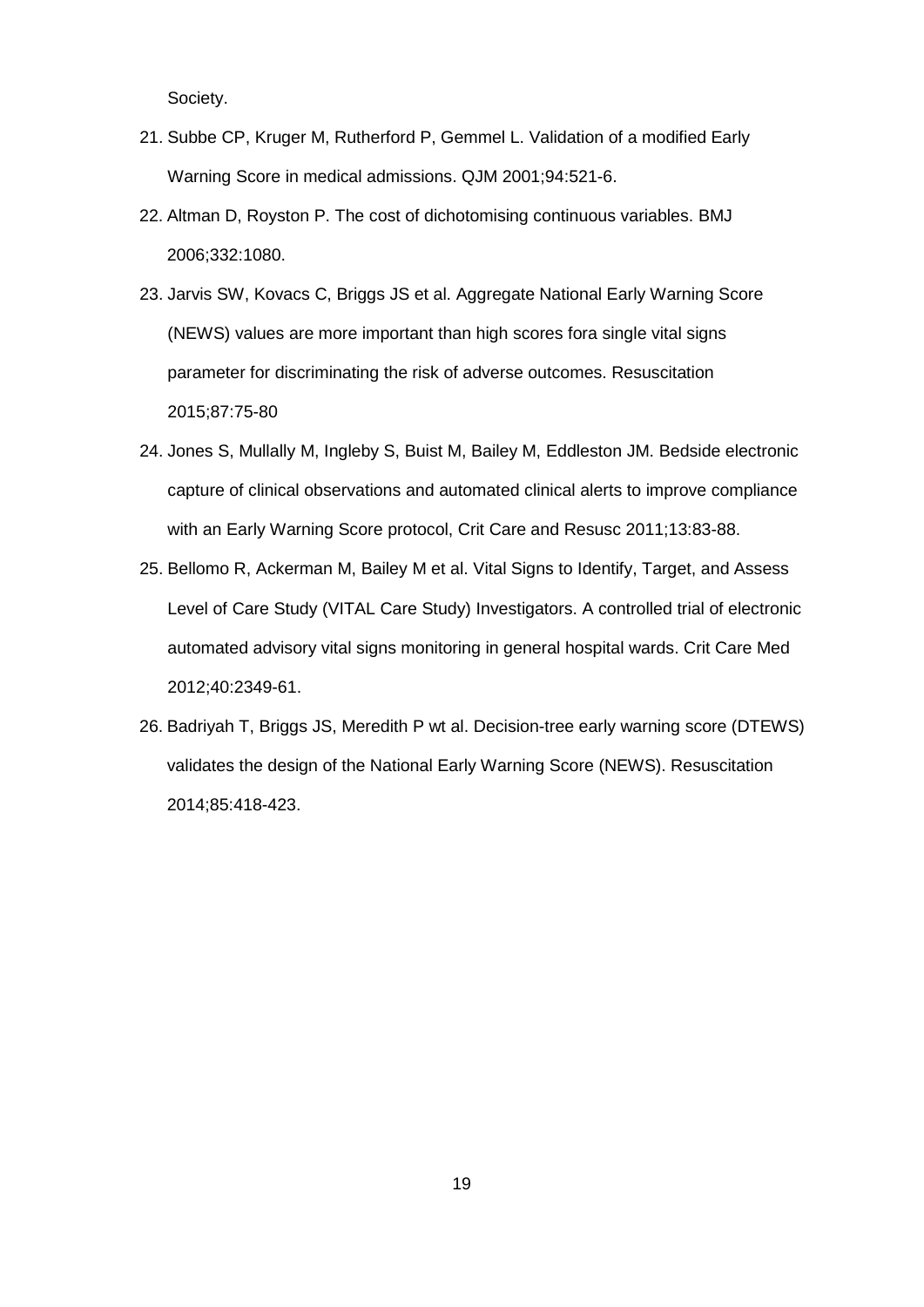Society.

21. Subbe CP, Kruger M, Rutherford P, Gemmel L. Validation of a modified Early Warning Score in medical admissions. QJM 2001;94:521-6.
22. Altman D, Royston P. The cost of dichotomising continuous variables. BMJ 2006;332:1080.
23. Jarvis SW, Kovacs C, Briggs JS et al. Aggregate National Early Warning Score (NEWS) values are more important than high scores fora single vital signs parameter for discriminating the risk of adverse outcomes. Resuscitation 2015;87:75-80
24. Jones S, Mullally M, Ingleby S, Buist M, Bailey M, Eddleston JM. Bedside electronic capture of clinical observations and automated clinical alerts to improve compliance with an Early Warning Score protocol, Crit Care and Resusc 2011;13:83-88.
25. Bellomo R, Ackerman M, Bailey M et al. Vital Signs to Identify, Target, and Assess Level of Care Study (VITAL Care Study) Investigators. A controlled trial of electronic automated advisory vital signs monitoring in general hospital wards. Crit Care Med 2012;40:2349-61.
26. Badriyah T, Briggs JS, Meredith P wt al. Decision-tree early warning score (DTEWS) validates the design of the National Early Warning Score (NEWS). Resuscitation 2014;85:418-423.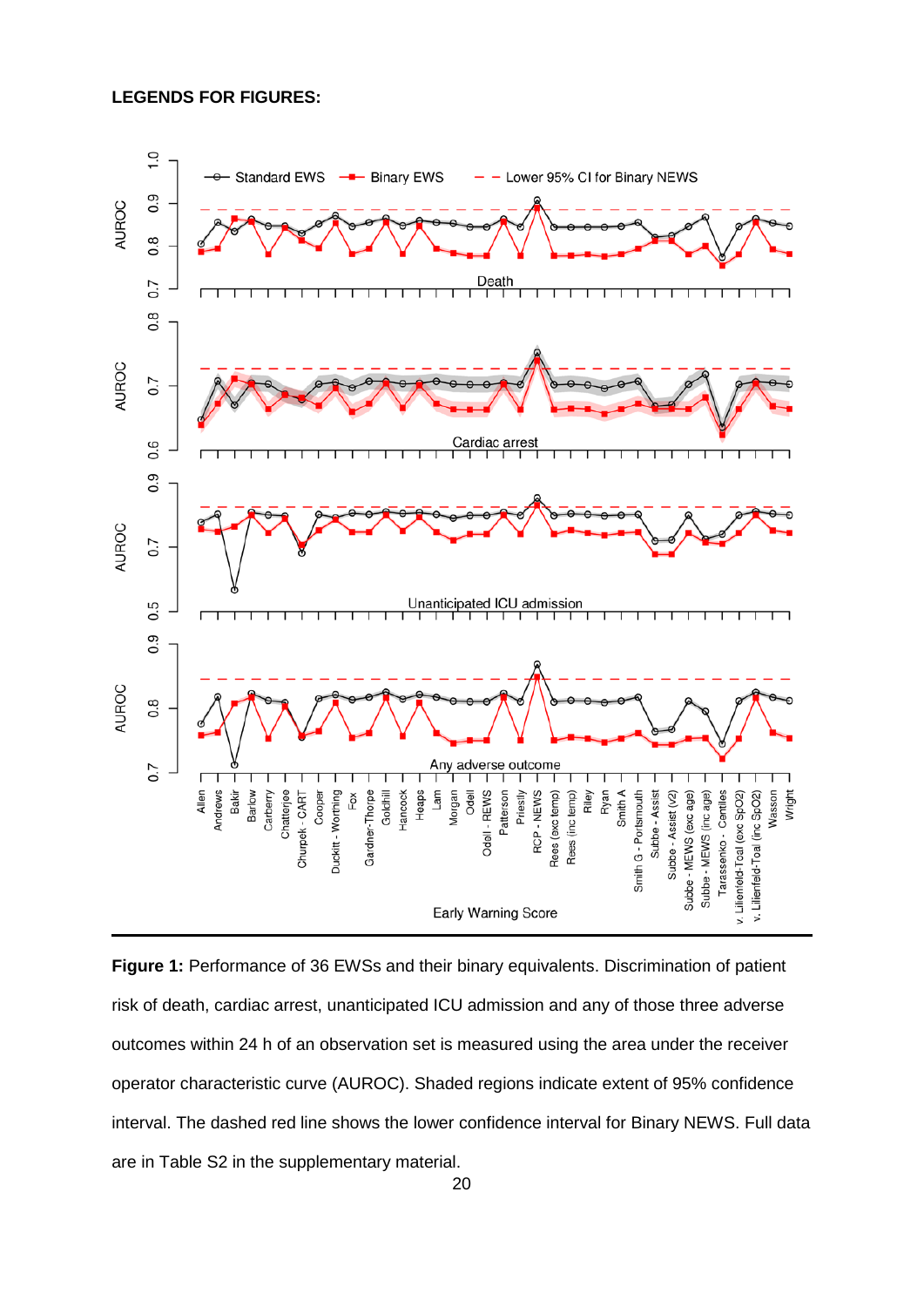**LEGENDS FOR FIGURES:**

**Figure 1:** Performance of 36 EWSs and their binary equivalents. Discrimination of patient risk of death, cardiac arrest, unanticipated ICU admission and any of those three adverse outcomes within 24 h of an observation set is measured using the area under the receiver operator characteristic curve (AUROC). Shaded regions indicate extent of 95% confidence interval. The dashed red line shows the lower confidence interval for Binary NEWS. Full data are in Table S2 in the supplementary material.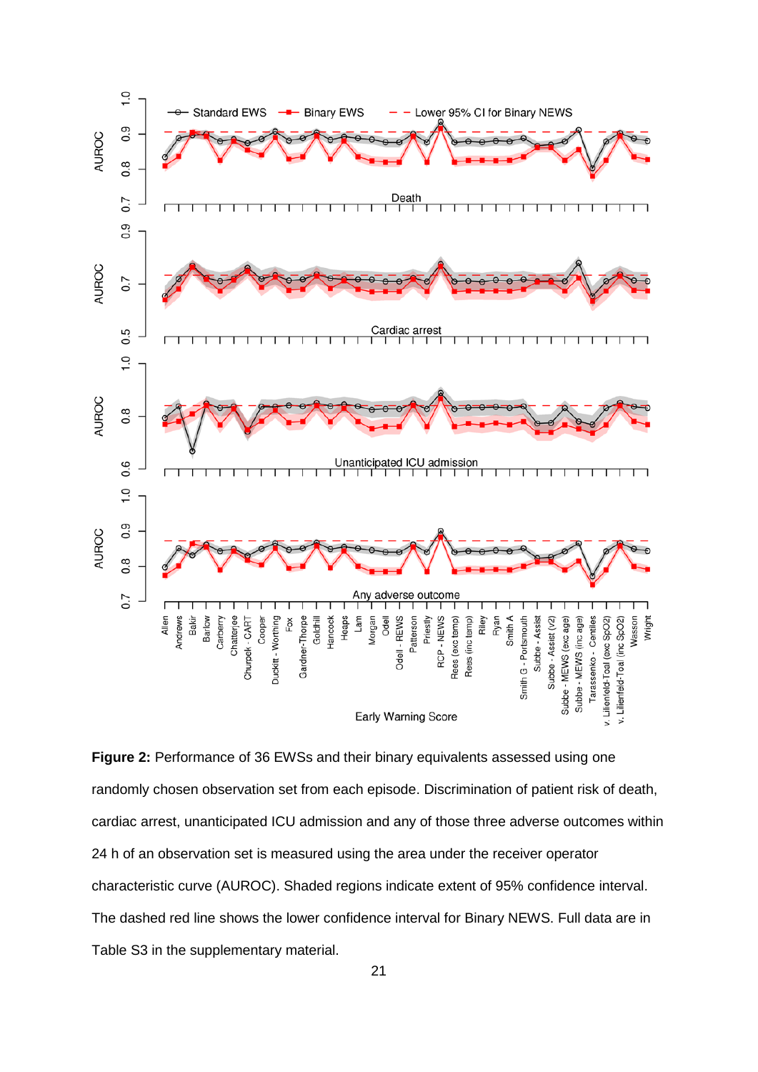**Figure 2:** Performance of 36 EWSs and their binary equivalents assessed using one randomly chosen observation set from each episode. Discrimination of patient risk of death, cardiac arrest, unanticipated ICU admission and any of those three adverse outcomes within 24 h of an observation set is measured using the area under the receiver operator characteristic curve (AUROC). Shaded regions indicate extent of 95% confidence interval. The dashed red line shows the lower confidence interval for Binary NEWS. Full data are in Table S3 in the supplementary material.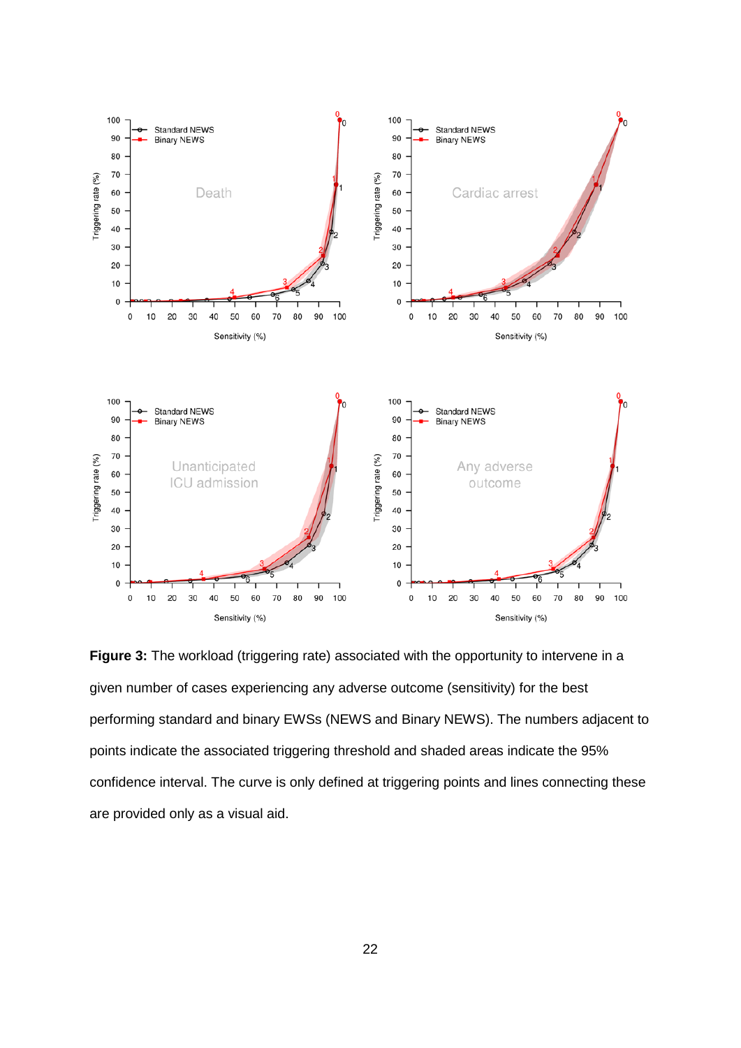Standard NEWS
Binary NEWS
Death
Triggering rate (%)
Sensitivity (%)

Standard NEWS
Binary NEWS
Cardiac arrest
Triggering rate (%)
Sensitivity (%)

Standard NEWS
Binary NEWS
Unanticipated ICU admission
Triggering rate (%)
Sensitivity (%)

Standard NEWS
Binary NEWS
Any adverse outcome
Triggering rate (%)
Sensitivity (%)

**Figure 3:** The workload (triggering rate) associated with the opportunity to intervene in a given number of cases experiencing any adverse outcome (sensitivity) for the best performing standard and binary EWSs (NEWS and Binary NEWS). The numbers adjacent to points indicate the associated triggering threshold and shaded areas indicate the 95% confidence interval. The curve is only defined at triggering points and lines connecting these are provided only as a visual aid.